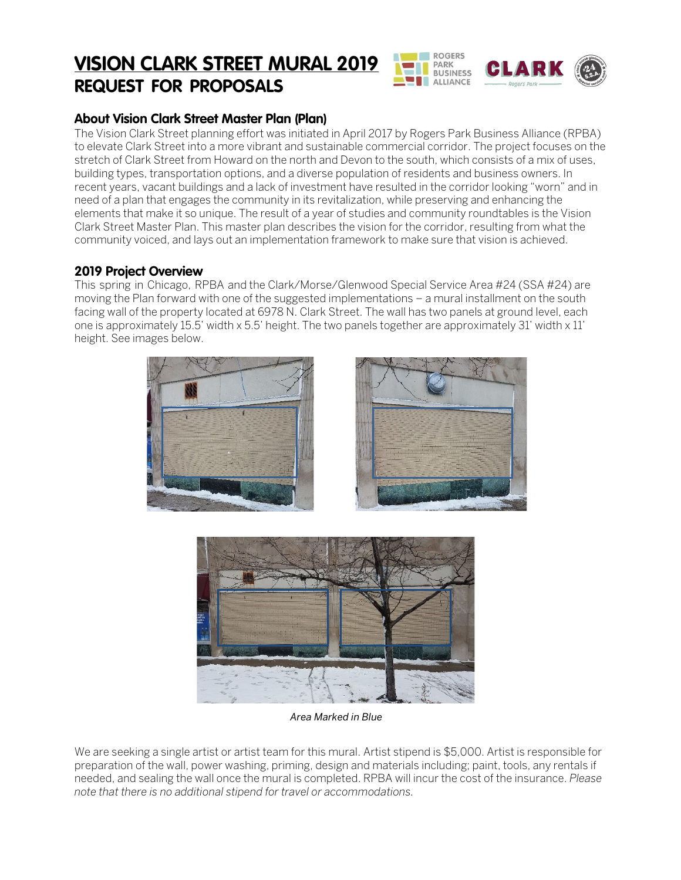# VISION CLARK STREET MURAL 2019
## REQUEST FOR PROPOSALS

### About Vision Clark Street Master Plan (Plan)

The Vision Clark Street planning effort was initiated in April 2017 by Rogers Park Business Alliance (RPBA) to elevate Clark Street into a more vibrant and sustainable commercial corridor. The project focuses on the stretch of Clark Street from Howard on the north and Devon to the south, which consists of a mix of uses, building types, transportation options, and a diverse population of residents and business owners. In recent years, vacant buildings and a lack of investment have resulted in the corridor looking "worn" and in need of a plan that engages the community in its revitalization, while preserving and enhancing the elements that make it so unique. The result of a year of studies and community roundtables is the Vision Clark Street Master Plan. This master plan describes the vision for the corridor, resulting from what the community voiced, and lays out an implementation framework to make sure that vision is achieved.

### 2019 Project Overview

This spring in Chicago, RPBA and the Clark/Morse/Glenwood Special Service Area #24 (SSA #24) are moving the Plan forward with one of the suggested implementations – a mural installment on the south facing wall of the property located at 6978 N. Clark Street. The wall has two panels at ground level, each one is approximately 15.5' width x 5.5' height. The two panels together are approximately 31' width x 11' height. See images below.

*Area Marked in Blue*

We are seeking a single artist or artist team for this mural. Artist stipend is $5,000. Artist is responsible for preparation of the wall, power washing, priming, design and materials including; paint, tools, any rentals if needed, and sealing the wall once the mural is completed. RPBA will incur the cost of the insurance. *Please note that there is no additional stipend for travel or accommodations.*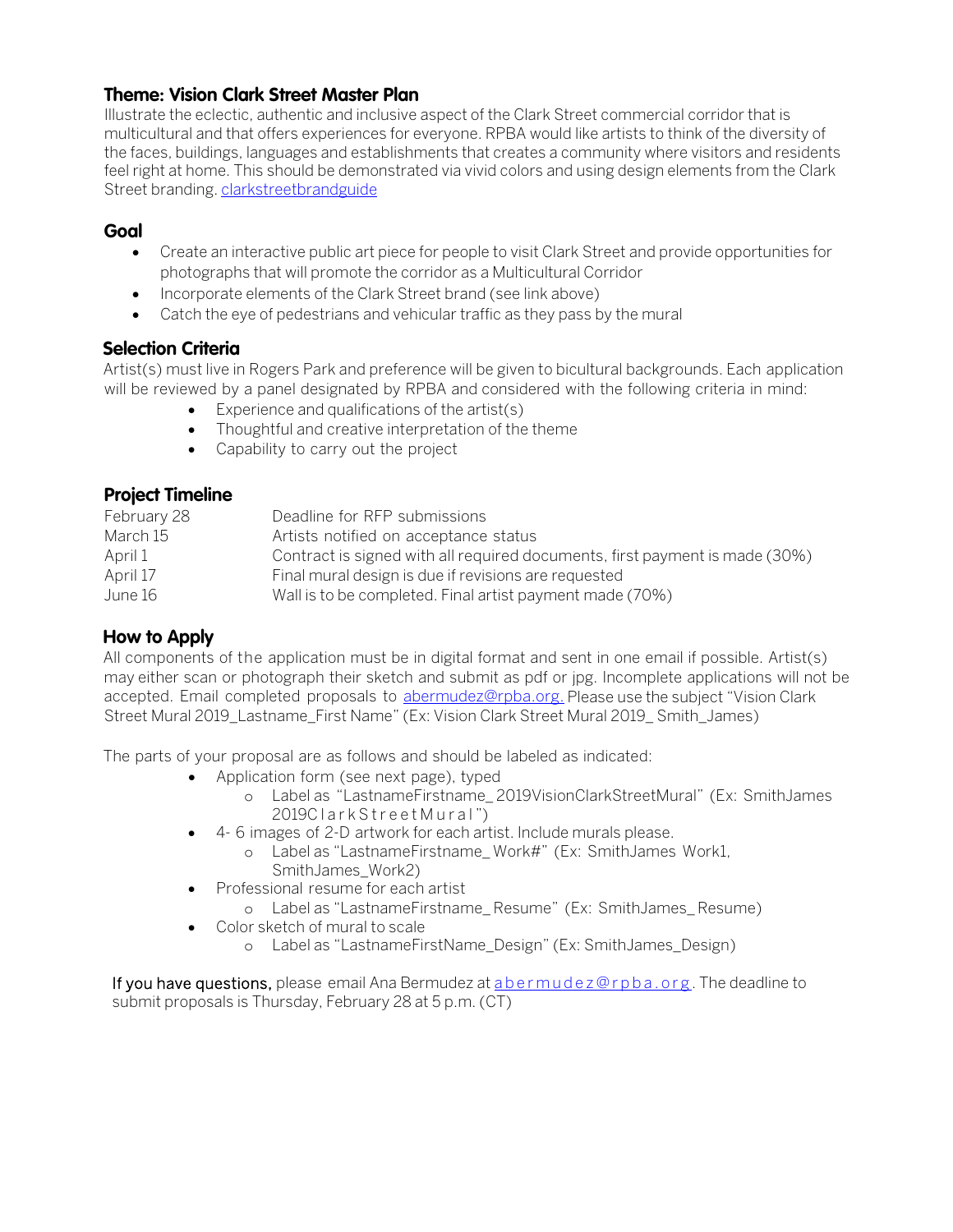## Theme: Vision Clark Street Master Plan

Illustrate the eclectic, authentic and inclusive aspect of the Clark Street commercial corridor that is multicultural and that offers experiences for everyone. RPBA would like artists to think of the diversity of the faces, buildings, languages and establishments that creates a community where visitors and residents feel right at home. This should be demonstrated via vivid colors and using design elements from the Clark Street branding. [clarkstreetbrandguide]

## Goal

- Create an interactive public art piece for people to visit Clark Street and provide opportunities for photographs that will promote the corridor as a Multicultural Corridor
- Incorporate elements of the Clark Street brand (see link above)
- Catch the eye of pedestrians and vehicular traffic as they pass by the mural

## Selection Criteria

Artist(s) must live in Rogers Park and preference will be given to bicultural backgrounds. Each application will be reviewed by a panel designated by RPBA and considered with the following criteria in mind:

- Experience and qualifications of the artist(s)
- Thoughtful and creative interpretation of the theme
- Capability to carry out the project

## Project Timeline

| | |
|---|---|
| February 28 | Deadline for RFP submissions |
| March 15 | Artists notified on acceptance status |
| April 1 | Contract is signed with all required documents, first payment is made (30%) |
| April 17 | Final mural design is due if revisions are requested |
| June 16 | Wall is to be completed. Final artist payment made (70%) |

## How to Apply

All components of the application must be in digital format and sent in one email if possible. Artist(s) may either scan or photograph their sketch and submit as pdf or jpg. Incomplete applications will not be accepted. Email completed proposals to abermudez@rpba.org. Please use the subject "Vision Clark Street Mural 2019_Lastname_First Name" (Ex: Vision Clark Street Mural 2019_ Smith_James)

The parts of your proposal are as follows and should be labeled as indicated:

- Application form (see next page), typed
  - Label as "LastnameFirstname_ 2019VisionClarkStreetMural" (Ex: SmithJames 2019ClarkStreetMural")
- 4- 6 images of 2-D artwork for each artist. Include murals please.
  - Label as "LastnameFirstname_ Work#" (Ex: SmithJames Work1, SmithJames_Work2)
- Professional resume for each artist
  - Label as "LastnameFirstname_ Resume" (Ex: SmithJames_ Resume)
- Color sketch of mural to scale
  - Label as "LastnameFirstName_Design" (Ex: SmithJames_Design)

If you have questions, please email Ana Bermudez at abermudez@rpba.org. The deadline to submit proposals is Thursday, February 28 at 5 p.m. (CT)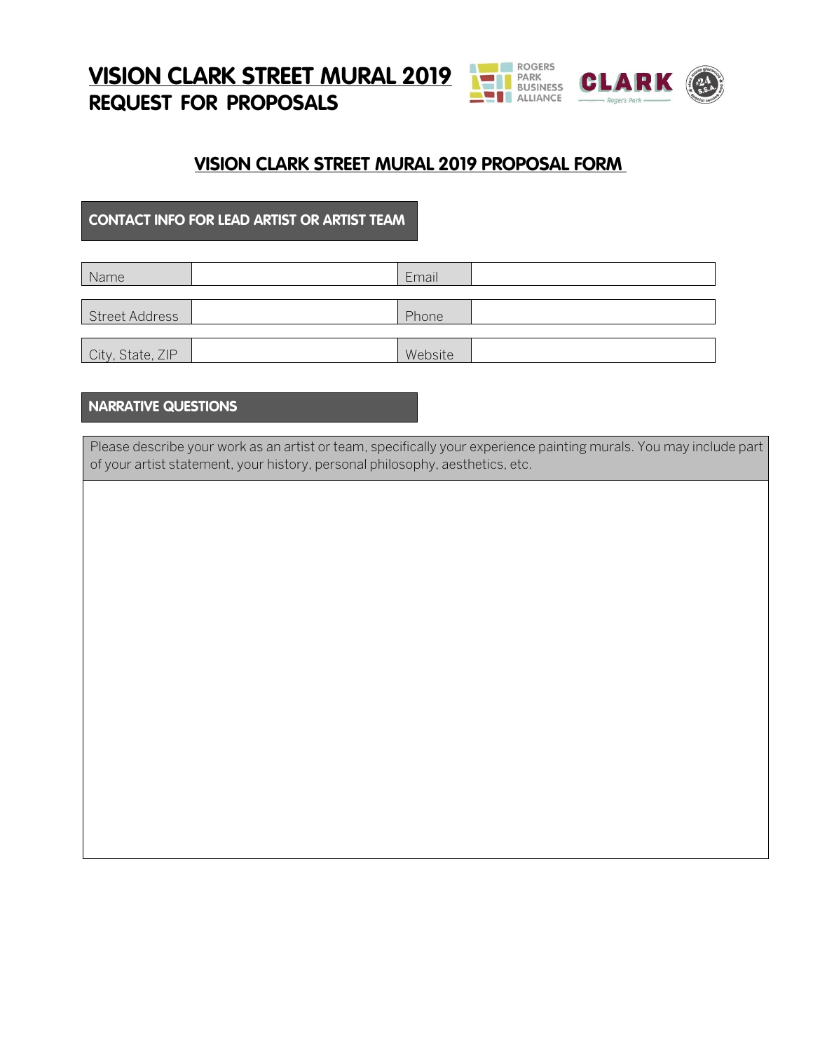# VISION CLARK STREET MURAL 2019
## REQUEST FOR PROPOSALS

ROGERS PARK BUSINESS ALLIANCE

CLARK Rogers Park

## VISION CLARK STREET MURAL 2019 PROPOSAL FORM

### CONTACT INFO FOR LEAD ARTIST OR ARTIST TEAM

| Name | | Email | |
|---|---|---|---|
| Street Address | | Phone | |
| City, State, ZIP | | Website | |

### NARRATIVE QUESTIONS

| Please describe your work as an artist or team, specifically your experience painting murals. You may include part of your artist statement, your history, personal philosophy, aesthetics, etc. |
|---|
| |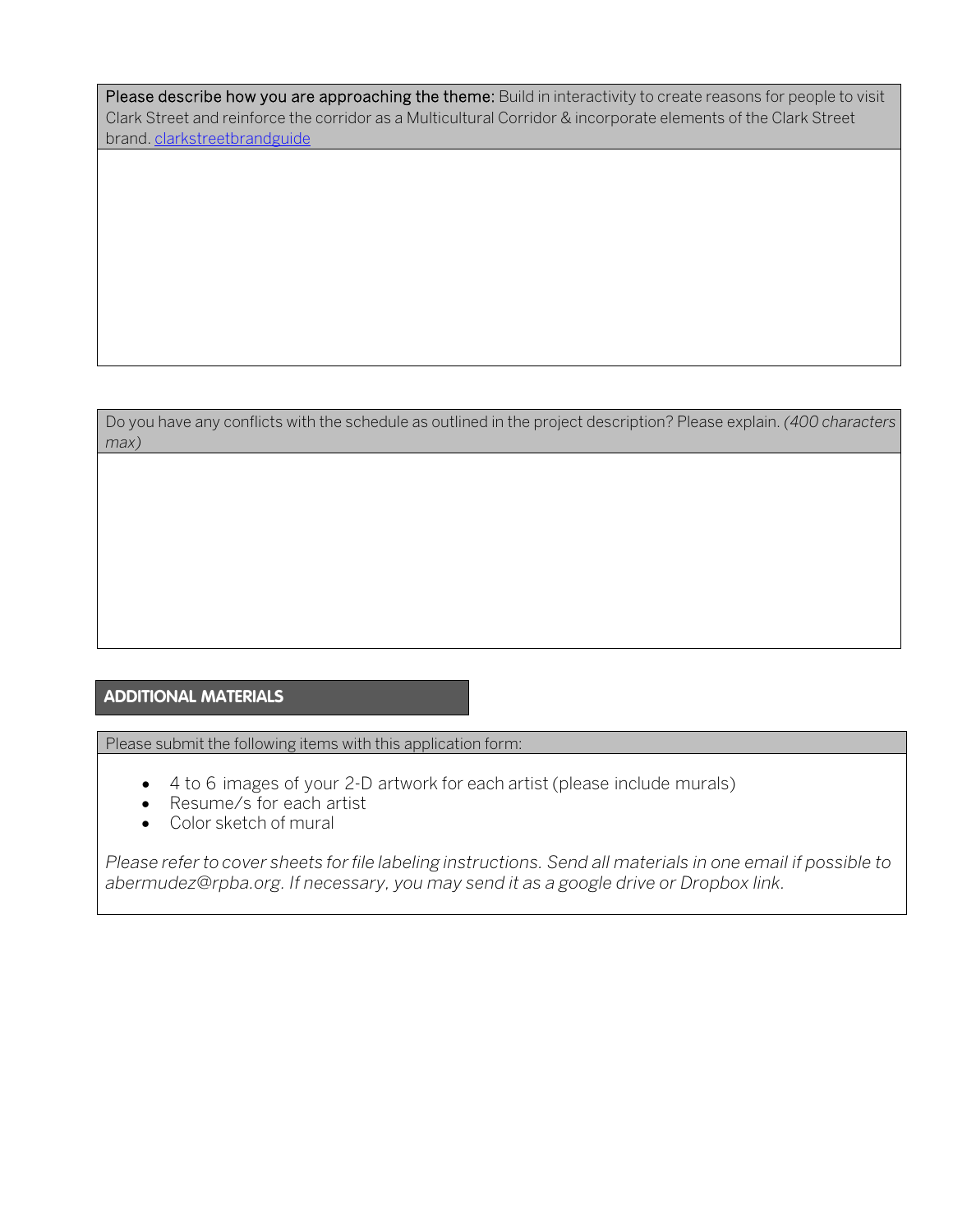| Please describe how you are approaching the theme: Build in interactivity to create reasons for people to visit Clark Street and reinforce the corridor as a Multicultural Corridor & incorporate elements of the Clark Street brand. clarkstreetbrandguide |
| --- |
| |

| Do you have any conflicts with the schedule as outlined in the project description? Please explain. *(400 characters max)* |
| --- |
| |

## ADDITIONAL MATERIALS

Please submit the following items with this application form:

- 4 to 6 images of your 2-D artwork for each artist (please include murals)
- Resume/s for each artist
- Color sketch of mural

*Please refer to cover sheets for file labeling instructions. Send all materials in one email if possible to abermudez@rpba.org. If necessary, you may send it as a google drive or Dropbox link.*